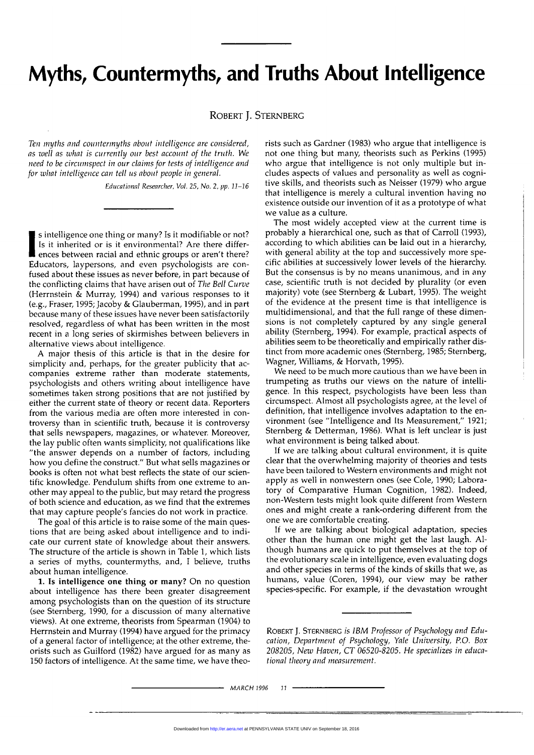# Myths, Countermyths, and Truths About Intelligence

ROBERT J. STERNBERG

*Ten myths and countermyths about intelligence are considered, as well as what is currently our best account of the truth. We need to be circumspect in our claims for tests of intelligence and for what intelligence can tell us about people in general.*

Is intelligence one thing or many? Is it modifiable or not? Is it inherited or is it environmental? Are there differences between racial and ethnic groups or aren't there? Educators, laypersons, and even psychologists are confused about these issues as never before, in part because of the conflicting claims that have arisen out of *The Bell Curve* (Herrnstein & Murray, 1994) and various responses to it (e.g., Fraser, 1995; Jacoby & Glauberman, 1995), and in part because many of these issues have never been satisfactorily resolved, regardless of what has been written in the most recent in a long series of skirmishes between believers in alternative views about intelligence.

A major thesis of this article is that in the desire for simplicity and, perhaps, for the greater publicity that accompanies extreme rather than moderate statements, psychologists and others writing about intelligence have sometimes taken strong positions that are not justified by either the current state of theory or recent data. Reporters from the various media are often more interested in controversy than in scientific truth, because it is controversy that sells newspapers, magazines, or whatever. Moreover, the lay public often wants simplicity, not qualifications like "the answer depends on a number of factors, including how you define the construct." But what sells magazines or books is often not what best reflects the state of our scientific knowledge. Pendulum shifts from one extreme to another may appeal to the public, but may retard the progress of both science and education, as we find that the extremes that may capture people's fancies do not work in practice.

The goal of this article is to raise some of the main questions that are being asked about intelligence and to indicate our current state of knowledge about their answers. The structure of the article is shown in Table 1, which lists a series of myths, countermyths, and, I believe, truths about human intelligence.

**1. Is intelligence one thing or many?** On no question about intelligence has there been greater disagreement among psychologists than on the question of its structure (see Sternberg, 1990, for a discussion of many alternative views). At one extreme, theorists from Spearman (1904) to Herrnstein and Murray (1994) have argued for the primacy of a general factor of intelligence; at the other extreme, theorists such as Guilford (1982) have argued for as many as 150 factors of intelligence. At the same time, we have theorists such as Gardner (1983) who argue that intelligence is not one thing but many, theorists such as Perkins (1995) who argue that intelligence is not only multiple but includes aspects of values and personality as well as cognitive skills, and theorists such as Neisser (1979) who argue that intelligence is merely a cultural invention having no existence outside our invention of it as a prototype of what we value as a culture.

The most widely accepted view at the current time is probably a hierarchical one, such as that of Carroll (1993), according to which abilities can be laid out in a hierarchy, with general ability at the top and successively more specific abilities at successively lower levels of the hierarchy. But the consensus is by no means unanimous, and in any case, scientific truth is not decided by plurality (or even majority) vote (see Sternberg & Lubart, 1995). The weight of the evidence at the present time is that intelligence is multidimensional, and that the full range of these dimensions is not completely captured by any single general ability (Sternberg, 1994). For example, practical aspects of abilities seem to be theoretically and empirically rather distinct from more academic ones (Sternberg, 1985; Sternberg, Wagner, Williams, & Horvath, 1995).

We need to be much more cautious than we have been in trumpeting as truths our views on the nature of intelligence. In this respect, psychologists have been less than circumspect. Almost all psychologists agree, at the level of definition, that intelligence involves adaptation to the environment (see "Intelligence and Its Measurement," 1921; Sternberg & Detterman, 1986). What is left unclear is just what environment is being talked about.

If we are talking about cultural environment, it is quite clear that the overwhelming majority of theories and tests have been tailored to Western environments and might not apply as well in nonwestern ones (see Cole, 1990; Laboratory of Comparative Human Cognition, 1982). Indeed, non-Western tests might look quite different from Western ones and might create a rank-ordering different from the one we are comfortable creating.

If we are talking about biological adaptation, species other than the human one might get the last laugh. Although humans are quick to put themselves at the top of the evolutionary scale in intelligence, even evaluating dogs and other species in terms of the kinds of skills that we, as humans, value (Coren, 1994), our view may be rather species-specific. For example, if the devastation wrought

ROBERT J. STERNBERG *is IBM Professor of Psychology and Education, Department of Psychology, Yale University, P.O. Box 208205, New Haven, CT 06520-8205. He specializes in educational theory and measurement.*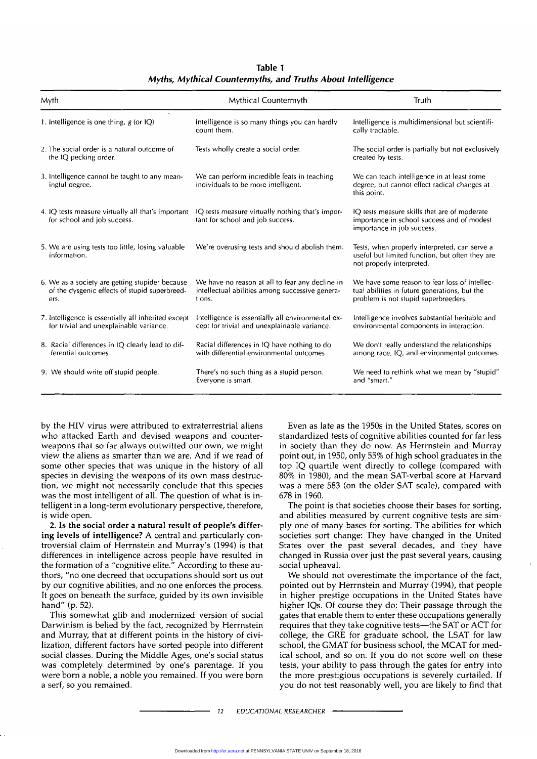**Table 1**
***Myths, Mythical Countermyths, and Truths About Intelligence***

| Myth | Mythical Countermyth | Truth |
|---|---|---|
| 1. Intelligence is one thing, *g* (or IQ) | Intelligence is so many things you can hardly count them. | Intelligence is multidimensional but scientifically tractable. |
| 2. The social order is a natural outcome of the IQ pecking order. | Tests wholly create a social order. | The social order is partially but not exclusively created by tests. |
| 3. Intelligence cannot be taught to any meaningful degree. | We can perform incredible feats in teaching individuals to be more intelligent. | We can teach intelligence in at least some degree, but cannot effect radical changes at this point. |
| 4. IQ tests measure virtually all that's important for school and job success. | IQ tests measure virtually nothing that's important for school and job success. | IQ tests measure skills that are of moderate importance in school success and of modest importance in job success. |
| 5. We are using tests too little, losing valuable information. | We're overusing tests and should abolish them. | Tests, when properly interpreted, can serve a useful but limited function, but often they are not properly interpreted. |
| 6. We as a society are getting stupider because of the dysgenic effects of stupid superbreeders. | We have no reason at all to fear any decline in intellectual abilities among successive generations. | We have some reason to fear loss of intellectual abilities in future generations, but the problem is not stupid superbreeders. |
| 7. Intelligence is essentially all inherited except for trivial and unexplainable variance. | Intelligence is essentially all environmental except for trivial and unexplainable variance. | Intelligence involves substantial heritable and environmental components in interaction. |
| 8. Racial differences in IQ clearly lead to differential outcomes. | Racial differences in IQ have nothing to do with differential environmental outcomes. | We don't really understand the relationships among race, IQ, and environmental outcomes. |
| 9. We should write off stupid people. | There's no such thing as a stupid person. Everyone is smart. | We need to rethink what we mean by "stupid" and "smart." |

by the HIV virus were attributed to extraterrestrial aliens who attacked Earth and devised weapons and counterweapons that so far always outwitted our own, we might view the aliens as smarter than we are. And if we read of some other species that was unique in the history of all species in devising the weapons of its own mass destruction, we might not necessarily conclude that this species was the most intelligent of all. The question of what is intelligent in a long-term evolutionary perspective, therefore, is wide open.

**2. Is the social order a natural result of people's differing levels of intelligence?** A central and particularly controversial claim of Herrnstein and Murray's (1994) is that differences in intelligence across people have resulted in the formation of a "cognitive elite." According to these authors, "no one decreed that occupations should sort us out by our cognitive abilities, and no one enforces the process. It goes on beneath the surface, guided by its own invisible hand" (p. 52).

This somewhat glib and modernized version of social Darwinism is belied by the fact, recognized by Herrnstein and Murray, that at different points in the history of civilization, different factors have sorted people into different social classes. During the Middle Ages, one's social status was completely determined by one's parentage. If you were born a noble, a noble you remained. If you were born a serf, so you remained.

Even as late as the 1950s in the United States, scores on standardized tests of cognitive abilities counted for far less in society than they do now. As Herrnstein and Murray point out, in 1950, only 55% of high school graduates in the top IQ quartile went directly to college (compared with 80% in 1980), and the mean SAT-verbal score at Harvard was a mere 583 (on the older SAT scale), compared with 678 in 1960.

The point is that societies choose their bases for sorting, and abilities measured by current cognitive tests are simply one of many bases for sorting. The abilities for which societies sort change: They have changed in the United States over the past several decades, and they have changed in Russia over just the past several years, causing social upheaval.

We should not overestimate the importance of the fact, pointed out by Herrnstein and Murray (1994), that people in higher prestige occupations in the United States have higher IQs. Of course they do: Their passage through the gates that enable them to enter these occupations generally requires that they take cognitive tests—the SAT or ACT for college, the GRE for graduate school, the LSAT for law school, the GMAT for business school, the MCAT for medical school, and so on. If you do not score well on these tests, your ability to pass through the gates for entry into the more prestigious occupations is severely curtailed. If you do not test reasonably well, you are likely to find that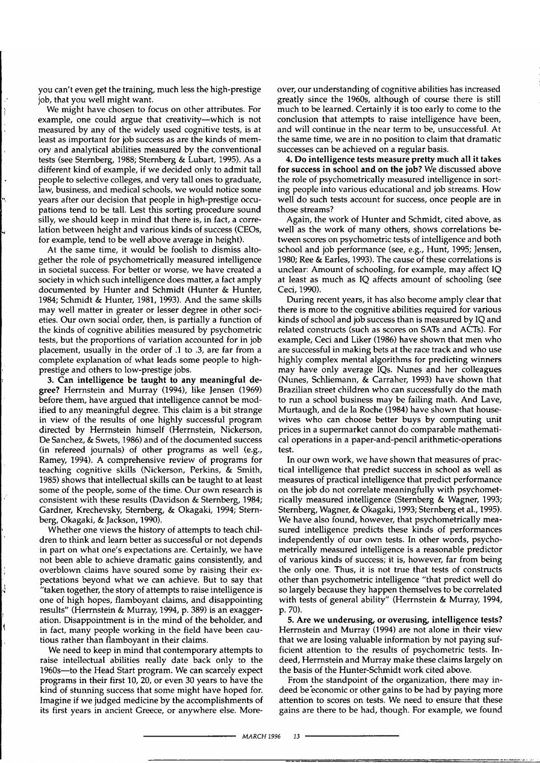you can't even get the training, much less the high-prestige job, that you well might want.

We might have chosen to focus on other attributes. For example, one could argue that creativity—which is not measured by any of the widely used cognitive tests, is at least as important for job success as are the kinds of memory and analytical abilities measured by the conventional tests (see Sternberg, 1988; Sternberg & Lubart, 1995). As a different kind of example, if we decided only to admit tall people to selective colleges, and very tall ones to graduate, law, business, and medical schools, we would notice some years after our decision that people in high-prestige occupations tend to be tall. Lest this sorting procedure sound silly, we should keep in mind that there is, in fact, a correlation between height and various kinds of success (CEOs, for example, tend to be well above average in height).

At the same time, it would be foolish to dismiss altogether the role of psychometrically measured intelligence in societal success. For better or worse, we have created a society in which such intelligence does matter, a fact amply documented by Hunter and Schmidt (Hunter & Hunter, 1984; Schmidt & Hunter, 1981, 1993). And the same skills may well matter in greater or lesser degree in other societies. Our own social order, then, is partially a function of the kinds of cognitive abilities measured by psychometric tests, but the proportions of variation accounted for in job placement, usually in the order of .1 to .3, are far from a complete explanation of what leads some people to high-prestige and others to low-prestige jobs.

**3. Can intelligence be taught to any meaningful degree?** Herrnstein and Murray (1994), like Jensen (1969) before them, have argued that intelligence cannot be modified to any meaningful degree. This claim is a bit strange in view of the results of one highly successful program directed by Herrnstein himself (Herrnstein, Nickerson, De Sanchez, & Swets, 1986) and of the documented success (in refereed journals) of other programs as well (e.g., Ramey, 1994). A comprehensive review of programs for teaching cognitive skills (Nickerson, Perkins, & Smith, 1985) shows that intellectual skills can be taught to at least some of the people, some of the time. Our own research is consistent with these results (Davidson & Sternberg, 1984; Gardner, Krechevsky, Sternberg, & Okagaki, 1994; Sternberg, Okagaki, & Jackson, 1990).

Whether one views the history of attempts to teach children to think and learn better as successful or not depends in part on what one's expectations are. Certainly, we have not been able to achieve dramatic gains consistently, and overblown claims have soured some by raising their expectations beyond what we can achieve. But to say that "taken together, the story of attempts to raise intelligence is one of high hopes, flamboyant claims, and disappointing results" (Herrnstein & Murray, 1994, p. 389) is an exaggeration. Disappointment is in the mind of the beholder, and in fact, many people working in the field have been cautious rather than flamboyant in their claims.

We need to keep in mind that contemporary attempts to raise intellectual abilities really date back only to the 1960s—to the Head Start program. We can scarcely expect programs in their first 10, 20, or even 30 years to have the kind of stunning success that some might have hoped for. Imagine if we judged medicine by the accomplishments of its first years in ancient Greece, or anywhere else. Moreover, our understanding of cognitive abilities has increased greatly since the 1960s, although of course there is still much to be learned. Certainly it is too early to come to the conclusion that attempts to raise intelligence have been, and will continue in the near term to be, unsuccessful. At the same time, we are in no position to claim that dramatic successes can be achieved on a regular basis.

**4. Do intelligence tests measure pretty much all it takes for success in school and on the job?** We discussed above the role of psychometrically measured intelligence in sorting people into various educational and job streams. How well do such tests account for success, once people are in those streams?

Again, the work of Hunter and Schmidt, cited above, as well as the work of many others, shows correlations between scores on psychometric tests of intelligence and both school and job performance (see, e.g., Hunt, 1995; Jensen, 1980; Ree & Earles, 1993). The cause of these correlations is unclear: Amount of schooling, for example, may affect IQ at least as much as IQ affects amount of schooling (see Ceci, 1990).

During recent years, it has also become amply clear that there is more to the cognitive abilities required for various kinds of school and job success than is measured by IQ and related constructs (such as scores on SATs and ACTs). For example, Ceci and Liker (1986) have shown that men who are successful in making bets at the race track and who use highly complex mental algorithms for predicting winners may have only average IQs. Nunes and her colleagues (Nunes, Schliemann, & Carraher, 1993) have shown that Brazilian street children who can successfully do the math to run a school business may be failing math. And Lave, Murtaugh, and de la Roche (1984) have shown that housewives who can choose better buys by computing unit prices in a supermarket cannot do comparable mathematical operations in a paper-and-pencil arithmetic-operations test.

In our own work, we have shown that measures of practical intelligence that predict success in school as well as measures of practical intelligence that predict performance on the job do not correlate meaningfully with psychometrically measured intelligence (Sternberg & Wagner, 1993; Sternberg, Wagner, & Okagaki, 1993; Sternberg et al., 1995). We have also found, however, that psychometrically measured intelligence predicts these kinds of performances independently of our own tests. In other words, psychometrically measured intelligence is a reasonable predictor of various kinds of success; it is, however, far from being the only one. Thus, it is not true that tests of constructs other than psychometric intelligence "that predict well do so largely because they happen themselves to be correlated with tests of general ability" (Herrnstein & Murray, 1994, p. 70).

**5. Are we underusing, or overusing, intelligence tests?** Herrnstein and Murray (1994) are not alone in their view that we are losing valuable information by not paying sufficient attention to the results of psychometric tests. Indeed, Herrnstein and Murray make these claims largely on the basis of the Hunter-Schmidt work cited above.

From the standpoint of the organization, there may indeed be economic or other gains to be had by paying more attention to scores on tests. We need to ensure that these gains are there to be had, though. For example, we found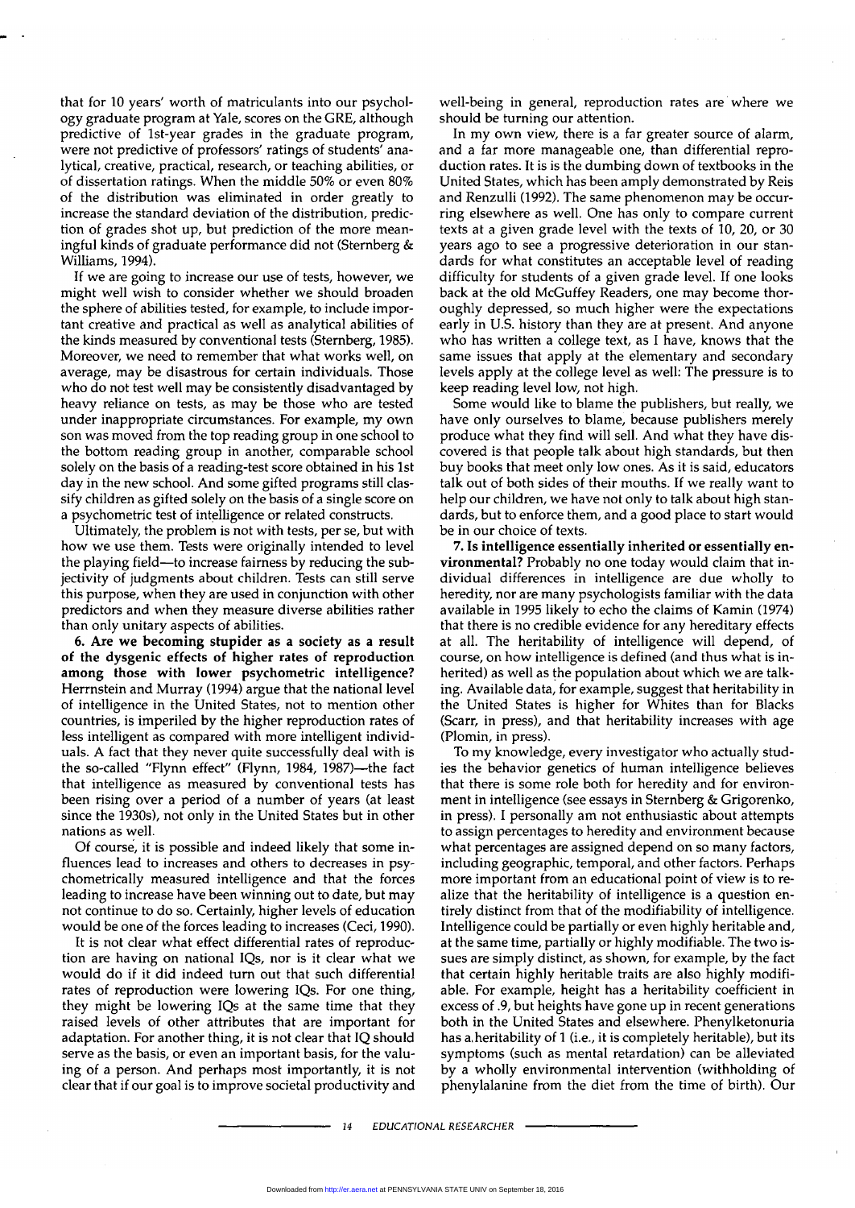that for 10 years' worth of matriculants into our psychology graduate program at Yale, scores on the GRE, although predictive of 1st-year grades in the graduate program, were not predictive of professors' ratings of students' analytical, creative, practical, research, or teaching abilities, or of dissertation ratings. When the middle 50% or even 80% of the distribution was eliminated in order greatly to increase the standard deviation of the distribution, prediction of grades shot up, but prediction of the more meaningful kinds of graduate performance did not (Sternberg & Williams, 1994).

If we are going to increase our use of tests, however, we might well wish to consider whether we should broaden the sphere of abilities tested, for example, to include important creative and practical as well as analytical abilities of the kinds measured by conventional tests (Sternberg, 1985). Moreover, we need to remember that what works well, on average, may be disastrous for certain individuals. Those who do not test well may be consistently disadvantaged by heavy reliance on tests, as may be those who are tested under inappropriate circumstances. For example, my own son was moved from the top reading group in one school to the bottom reading group in another, comparable school solely on the basis of a reading-test score obtained in his 1st day in the new school. And some gifted programs still classify children as gifted solely on the basis of a single score on a psychometric test of intelligence or related constructs.

Ultimately, the problem is not with tests, per se, but with how we use them. Tests were originally intended to level the playing field—to increase fairness by reducing the subjectivity of judgments about children. Tests can still serve this purpose, when they are used in conjunction with other predictors and when they measure diverse abilities rather than only unitary aspects of abilities.

**6. Are we becoming stupider as a society as a result of the dysgenic effects of higher rates of reproduction among those with lower psychometric intelligence?** Herrnstein and Murray (1994) argue that the national level of intelligence in the United States, not to mention other countries, is imperiled by the higher reproduction rates of less intelligent as compared with more intelligent individuals. A fact that they never quite successfully deal with is the so-called "Flynn effect" (Flynn, 1984, 1987)—the fact that intelligence as measured by conventional tests has been rising over a period of a number of years (at least since the 1930s), not only in the United States but in other nations as well.

Of course, it is possible and indeed likely that some influences lead to increases and others to decreases in psychometrically measured intelligence and that the forces leading to increase have been winning out to date, but may not continue to do so. Certainly, higher levels of education would be one of the forces leading to increases (Ceci, 1990).

It is not clear what effect differential rates of reproduction are having on national IQs, nor is it clear what we would do if it did indeed turn out that such differential rates of reproduction were lowering IQs. For one thing, they might be lowering IQs at the same time that they raised levels of other attributes that are important for adaptation. For another thing, it is not clear that IQ should serve as the basis, or even an important basis, for the valuing of a person. And perhaps most importantly, it is not clear that if our goal is to improve societal productivity and well-being in general, reproduction rates are where we should be turning our attention.

In my own view, there is a far greater source of alarm, and a far more manageable one, than differential reproduction rates. It is the dumbing down of textbooks in the United States, which has been amply demonstrated by Reis and Renzulli (1992). The same phenomenon may be occurring elsewhere as well. One has only to compare current texts at a given grade level with the texts of 10, 20, or 30 years ago to see a progressive deterioration in our standards for what constitutes an acceptable level of reading difficulty for students of a given grade level. If one looks back at the old McGuffey Readers, one may become thoroughly depressed, so much higher were the expectations early in U.S. history than they are at present. And anyone who has written a college text, as I have, knows that the same issues that apply at the elementary and secondary levels apply at the college level as well: The pressure is to keep reading level low, not high.

Some would like to blame the publishers, but really, we have only ourselves to blame, because publishers merely produce what they find will sell. And what they have discovered is that people talk about high standards, but then buy books that meet only low ones. As it is said, educators talk out of both sides of their mouths. If we really want to help our children, we have not only to talk about high standards, but to enforce them, and a good place to start would be in our choice of texts.

**7. Is intelligence essentially inherited or essentially environmental?** Probably no one today would claim that individual differences in intelligence are due wholly to heredity, nor are many psychologists familiar with the data available in 1995 likely to echo the claims of Kamin (1974) that there is no credible evidence for any hereditary effects at all. The heritability of intelligence will depend, of course, on how intelligence is defined (and thus what is inherited) as well as the population about which we are talking. Available data, for example, suggest that heritability in the United States is higher for Whites than for Blacks (Scarr, in press), and that heritability increases with age (Plomin, in press).

To my knowledge, every investigator who actually studies the behavior genetics of human intelligence believes that there is some role both for heredity and for environment in intelligence (see essays in Sternberg & Grigorenko, in press). I personally am not enthusiastic about attempts to assign percentages to heredity and environment because what percentages are assigned depend on so many factors, including geographic, temporal, and other factors. Perhaps more important from an educational point of view is to realize that the heritability of intelligence is a question entirely distinct from that of the modifiability of intelligence. Intelligence could be partially or even highly heritable and, at the same time, partially or highly modifiable. The two issues are simply distinct, as shown, for example, by the fact that certain highly heritable traits are also highly modifiable. For example, height has a heritability coefficient in excess of .9, but heights have gone up in recent generations both in the United States and elsewhere. Phenylketonuria has a heritability of 1 (i.e., it is completely heritable), but its symptoms (such as mental retardation) can be alleviated by a wholly environmental intervention (withholding of phenylalanine from the diet from the time of birth). Our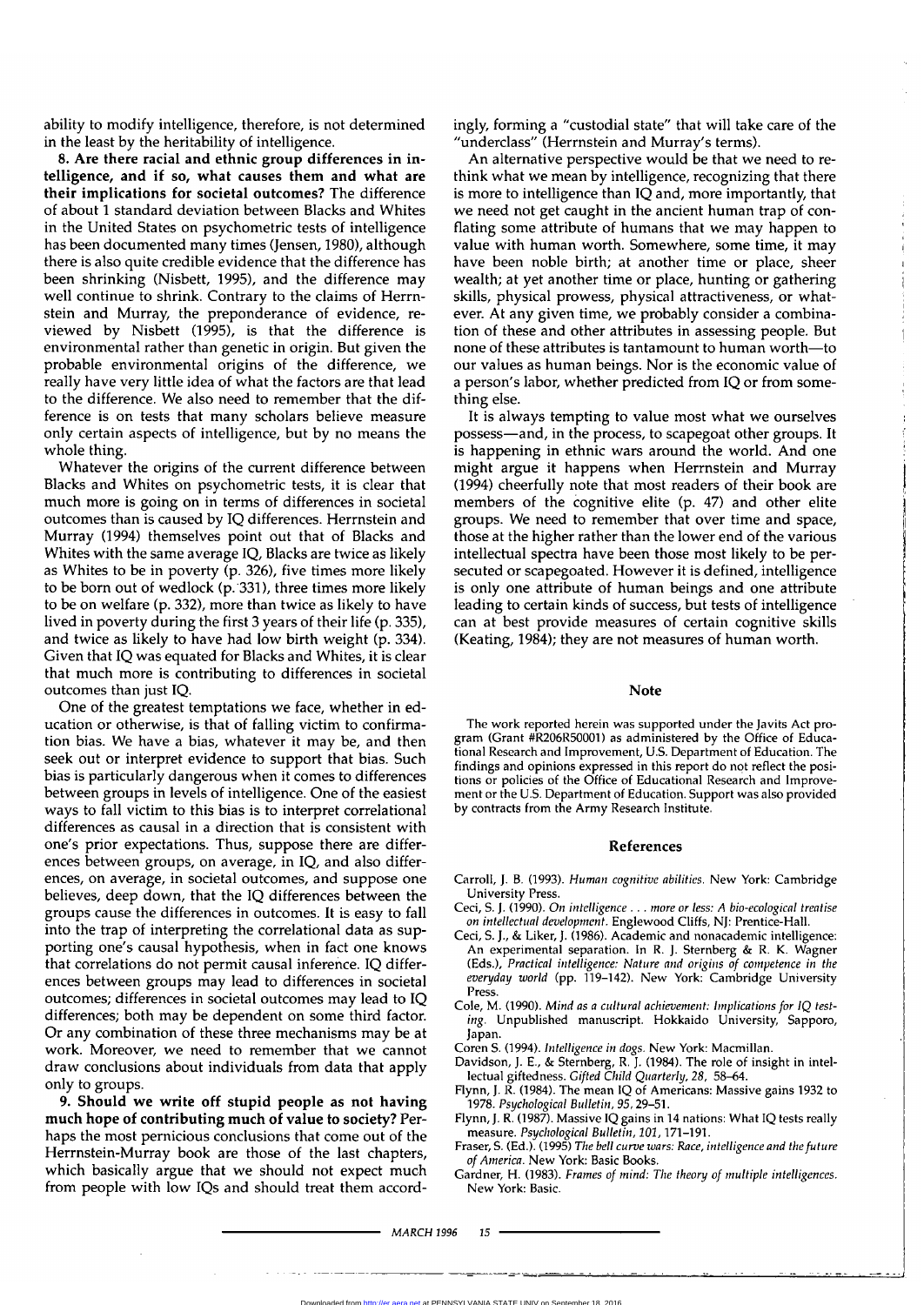ability to modify intelligence, therefore, is not determined in the least by the heritability of intelligence.

**8. Are there racial and ethnic group differences in intelligence, and if so, what causes them and what are their implications for societal outcomes?** The difference of about 1 standard deviation between Blacks and Whites in the United States on psychometric tests of intelligence has been documented many times (Jensen, 1980), although there is also quite credible evidence that the difference has been shrinking (Nisbett, 1995), and the difference may well continue to shrink. Contrary to the claims of Herrnstein and Murray, the preponderance of evidence, reviewed by Nisbett (1995), is that the difference is environmental rather than genetic in origin. But given the probable environmental origins of the difference, we really have very little idea of what the factors are that lead to the difference. We also need to remember that the difference is on tests that many scholars believe measure only certain aspects of intelligence, but by no means the whole thing.

Whatever the origins of the current difference between Blacks and Whites on psychometric tests, it is clear that much more is going on in terms of differences in societal outcomes than is caused by IQ differences. Herrnstein and Murray (1994) themselves point out that of Blacks and Whites with the same average IQ, Blacks are twice as likely as Whites to be in poverty (p. 326), five times more likely to be born out of wedlock (p. 331), three times more likely to be on welfare (p. 332), more than twice as likely to have lived in poverty during the first 3 years of their life (p. 335), and twice as likely to have had low birth weight (p. 334). Given that IQ was equated for Blacks and Whites, it is clear that much more is contributing to differences in societal outcomes than just IQ.

One of the greatest temptations we face, whether in education or otherwise, is that of falling victim to confirmation bias. We have a bias, whatever it may be, and then seek out or interpret evidence to support that bias. Such bias is particularly dangerous when it comes to differences between groups in levels of intelligence. One of the easiest ways to fall victim to this bias is to interpret correlational differences as causal in a direction that is consistent with one's prior expectations. Thus, suppose there are differences between groups, on average, in IQ, and also differences, on average, in societal outcomes, and suppose one believes, deep down, that the IQ differences between the groups cause the differences in outcomes. It is easy to fall into the trap of interpreting the correlational data as supporting one's causal hypothesis, when in fact one knows that correlations do not permit causal inference. IQ differences between groups may lead to differences in societal outcomes; differences in societal outcomes may lead to IQ differences; both may be dependent on some third factor. Or any combination of these three mechanisms may be at work. Moreover, we need to remember that we cannot draw conclusions about individuals from data that apply only to groups.

**9. Should we write off stupid people as not having much hope of contributing much of value to society?** Perhaps the most pernicious conclusions that come out of the Herrnstein-Murray book are those of the last chapters, which basically argue that we should not expect much from people with low IQs and should treat them accordingly, forming a "custodial state" that will take care of the "underclass" (Herrnstein and Murray's terms).

An alternative perspective would be that we need to rethink what we mean by intelligence, recognizing that there is more to intelligence than IQ and, more importantly, that we need not get caught in the ancient human trap of conflating some attribute of humans that we may happen to value with human worth. Somewhere, some time, it may have been noble birth; at another time or place, sheer wealth; at yet another time or place, hunting or gathering skills, physical prowess, physical attractiveness, or whatever. At any given time, we probably consider a combination of these and other attributes in assessing people. But none of these attributes is tantamount to human worth—to our values as human beings. Nor is the economic value of a person's labor, whether predicted from IQ or from something else.

It is always tempting to value most what we ourselves possess—and, in the process, to scapegoat other groups. It is happening in ethnic wars around the world. And one might argue it happens when Herrnstein and Murray (1994) cheerfully note that most readers of their book are members of the cognitive elite (p. 47) and other elite groups. We need to remember that over time and space, those at the higher rather than the lower end of the various intellectual spectra have been those most likely to be persecuted or scapegoated. However it is defined, intelligence is only one attribute of human beings and one attribute leading to certain kinds of success, but tests of intelligence can at best provide measures of certain cognitive skills (Keating, 1984); they are not measures of human worth.

## Note

The work reported herein was supported under the Javits Act program (Grant #R206R50001) as administered by the Office of Educational Research and Improvement, U.S. Department of Education. The findings and opinions expressed in this report do not reflect the positions or policies of the Office of Educational Research and Improvement or the U.S. Department of Education. Support was also provided by contracts from the Army Research Institute.

## References

Carroll, J. B. (1993). *Human cognitive abilities.* New York: Cambridge University Press.

Ceci, S. J. (1990). *On intelligence . . . more or less: A bio-ecological treatise on intellectual development.* Englewood Cliffs, NJ: Prentice-Hall.

Ceci, S. J., & Liker, J. (1986). Academic and nonacademic intelligence: An experimental separation. In R. J. Sternberg & R. K. Wagner (Eds.), *Practical intelligence: Nature and origins of competence in the everyday world* (pp. 119–142). New York: Cambridge University Press.

Cole, M. (1990). *Mind as a cultural achievement: Implications for IQ testing.* Unpublished manuscript. Hokkaido University, Sapporo, Japan.

Coren S. (1994). *Intelligence in dogs.* New York: Macmillan.

Davidson, J. E., & Sternberg, R. J. (1984). The role of insight in intellectual giftedness. *Gifted Child Quarterly, 28,* 58–64.

Flynn, J. R. (1984). The mean IQ of Americans: Massive gains 1932 to 1978. *Psychological Bulletin, 95,* 29–51.

Flynn, J. R. (1987). Massive IQ gains in 14 nations: What IQ tests really measure. *Psychological Bulletin, 101,* 171–191.

Fraser, S. (Ed.). (1995) *The bell curve wars: Race, intelligence and the future of America.* New York: Basic Books.

Gardner, H. (1983). *Frames of mind: The theory of multiple intelligences.* New York: Basic.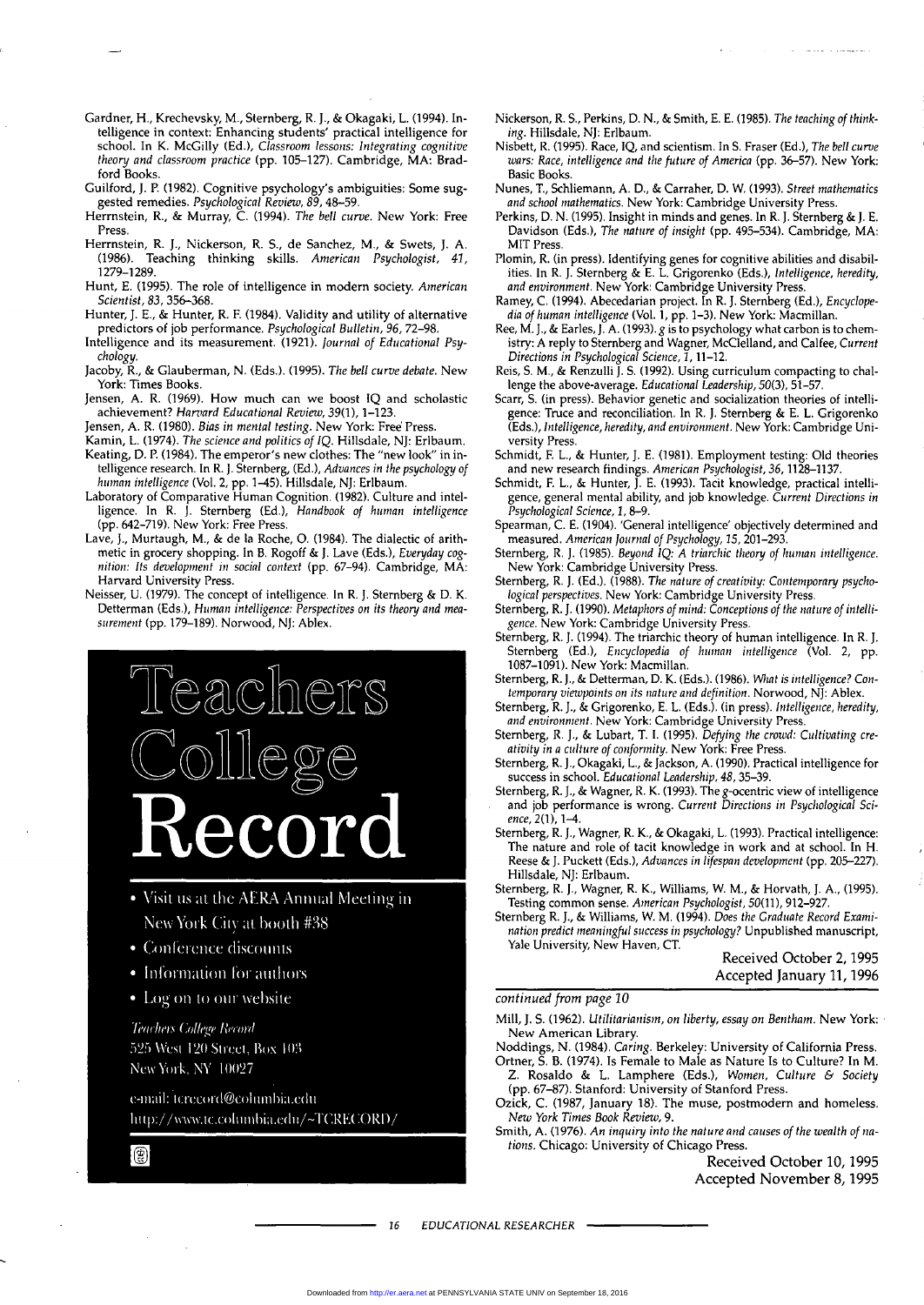Gardner, H., Krechevsky, M., Sternberg, R. J., & Okagaki, L. (1994). Intelligence in context: Enhancing students' practical intelligence for school. In K. McGilly (Ed.), *Classroom lessons: Integrating cognitive theory and classroom practice* (pp. 105–127). Cambridge, MA: Bradford Books.

Guilford, J. P. (1982). Cognitive psychology's ambiguities: Some suggested remedies. *Psychological Review, 89*, 48–59.

Herrnstein, R., & Murray, C. (1994). *The bell curve*. New York: Free Press.

Herrnstein, R. J., Nickerson, R. S., de Sanchez, M., & Swets, J. A. (1986). Teaching thinking skills. *American Psychologist, 41*, 1279–1289.

Hunt, E. (1995). The role of intelligence in modern society. *American Scientist, 83*, 356–368.

Hunter, J. E., & Hunter, R. F. (1984). Validity and utility of alternative predictors of job performance. *Psychological Bulletin, 96*, 72–98.

Intelligence and its measurement. (1921). *Journal of Educational Psychology*.

Jacoby, R., & Glauberman, N. (Eds.). (1995). *The bell curve debate*. New York: Times Books.

Jensen, A. R. (1969). How much can we boost IQ and scholastic achievement? *Harvard Educational Review, 39*(1), 1–123.

Jensen, A. R. (1980). *Bias in mental testing*. New York: Free Press.

Kamin, L. (1974). *The science and politics of IQ*. Hillsdale, NJ: Erlbaum.

Keating, D. P. (1984). The emperor's new clothes: The "new look" in intelligence research. In R. J. Sternberg, (Ed.), *Advances in the psychology of human intelligence* (Vol. 2, pp. 1–45). Hillsdale, NJ: Erlbaum.

Laboratory of Comparative Human Cognition. (1982). Culture and intelligence. In R. J. Sternberg (Ed.), *Handbook of human intelligence* (pp. 642–719). New York: Free Press.

Lave, J., Murtaugh, M., & de la Roche, O. (1984). The dialectic of arithmetic in grocery shopping. In B. Rogoff & J. Lave (Eds.), *Everyday cognition: Its development in social context* (pp. 67–94). Cambridge, MA: Harvard University Press.

Neisser, U. (1979). The concept of intelligence. In R. J. Sternberg & D. K. Detterman (Eds.), *Human intelligence: Perspectives on its theory and measurement* (pp. 179–189). Norwood, NJ: Ablex.

# Teachers College Record

- Visit us at the AERA Annual Meeting in New York City at booth #38
- Conference discounts
- Information for authors
- Log on to our website

*Teachers College Record*
525 West 120 Street, Box 103
New York, NY 10027

e-mail: tcrecord@columbia.edu
http://www.tc.columbia.edu/~TCRECORD/

Nickerson, R. S., Perkins, D. N., & Smith, E. E. (1985). *The teaching of thinking*. Hillsdale, NJ: Erlbaum.

Nisbett, R. (1995). Race, IQ, and scientism. In S. Fraser (Ed.), *The bell curve wars: Race, intelligence and the future of America* (pp. 36–57). New York: Basic Books.

Nunes, T., Schliemann, A. D., & Carraher, D. W. (1993). *Street mathematics and school mathematics*. New York: Cambridge University Press.

Perkins, D. N. (1995). Insight in minds and genes. In R. J. Sternberg & J. E. Davidson (Eds.), *The nature of insight* (pp. 495–534). Cambridge, MA: MIT Press.

Plomin, R. (in press). Identifying genes for cognitive abilities and disabilities. In R. J. Sternberg & E. L. Grigorenko (Eds.), *Intelligence, heredity, and environment*. New York: Cambridge University Press.

Ramey, C. (1994). Abecedarian project. In R. J. Sternberg (Ed.), *Encyclopedia of human intelligence* (Vol. 1, pp. 1–3). New York: Macmillan.

Ree, M. J., & Earles, J. A. (1993). *g* is to psychology what carbon is to chemistry: A reply to Sternberg and Wagner, McClelland, and Calfee, *Current Directions in Psychological Science, 1*, 11–12.

Reis, S. M., & Renzulli J. S. (1992). Using curriculum compacting to challenge the above-average. *Educational Leadership, 50*(3), 51–57.

Scarr, S. (in press). Behavior genetic and socialization theories of intelligence: Truce and reconciliation. In R. J. Sternberg & E. L. Grigorenko (Eds.), *Intelligence, heredity, and environment*. New York: Cambridge University Press.

Schmidt, F. L., & Hunter, J. E. (1981). Employment testing: Old theories and new research findings. *American Psychologist, 36*, 1128–1137.

Schmidt, F. L., & Hunter, J. E. (1993). Tacit knowledge, practical intelligence, general mental ability, and job knowledge. *Current Directions in Psychological Science, 1*, 8–9.

Spearman, C. E. (1904). 'General intelligence' objectively determined and measured. *American Journal of Psychology, 15*, 201–293.

Sternberg, R. J. (1985). *Beyond IQ: A triarchic theory of human intelligence*. New York: Cambridge University Press.

Sternberg, R. J. (Ed.). (1988). *The nature of creativity: Contemporary psychological perspectives*. New York: Cambridge University Press.

Sternberg, R. J. (1990). *Metaphors of mind: Conceptions of the nature of intelligence*. New York: Cambridge University Press.

Sternberg, R. J. (1994). The triarchic theory of human intelligence. In R. J. Sternberg (Ed.), *Encyclopedia of human intelligence* (Vol. 2, pp. 1087–1091). New York: Macmillan.

Sternberg, R. J., & Detterman, D. K. (Eds.). (1986). *What is intelligence? Contemporary viewpoints on its nature and definition*. Norwood, NJ: Ablex.

Sternberg, R. J., & Grigorenko, E. L. (Eds.). (in press). *Intelligence, heredity, and environment*. New York: Cambridge University Press.

Sternberg, R. J., & Lubart, T. I. (1995). *Defying the crowd: Cultivating creativity in a culture of conformity*. New York: Free Press.

Sternberg, R. J., Okagaki, L., & Jackson, A. (1990). Practical intelligence for success in school. *Educational Leadership, 48*, 35–39.

Sternberg, R. J., & Wagner, R. K. (1993). The *g*-ocentric view of intelligence and job performance is wrong. *Current Directions in Psychological Science, 2*(1), 1–4.

Sternberg, R. J., Wagner, R. K., & Okagaki, L. (1993). Practical intelligence: The nature and role of tacit knowledge in work and at school. In H. Reese & J. Puckett (Eds.), *Advances in lifespan development* (pp. 205–227). Hillsdale, NJ: Erlbaum.

Sternberg, R. J., Wagner, R. K., Williams, W. M., & Horvath, J. A., (1995). Testing common sense. *American Psychologist, 50*(11), 912–927.

Sternberg R. J., & Williams, W. M. (1994). *Does the Graduate Record Examination predict meaningful success in psychology?* Unpublished manuscript, Yale University, New Haven, CT.

Received October 2, 1995
Accepted January 11, 1996

*continued from page 10*

Mill, J. S. (1962). *Utilitarianism, on liberty, essay on Bentham*. New York: New American Library.

Noddings, N. (1984). *Caring*. Berkeley: University of California Press.

Ortner, S. B. (1974). Is Female to Male as Nature Is to Culture? In M. Z. Rosaldo & L. Lamphere (Eds.), *Women, Culture & Society* (pp. 67–87). Stanford: University of Stanford Press.

Ozick, C. (1987, January 18). The muse, postmodern and homeless. *New York Times Book Review*, 9.

Smith, A. (1976). *An inquiry into the nature and causes of the wealth of nations*. Chicago: University of Chicago Press.

Received October 10, 1995
Accepted November 8, 1995